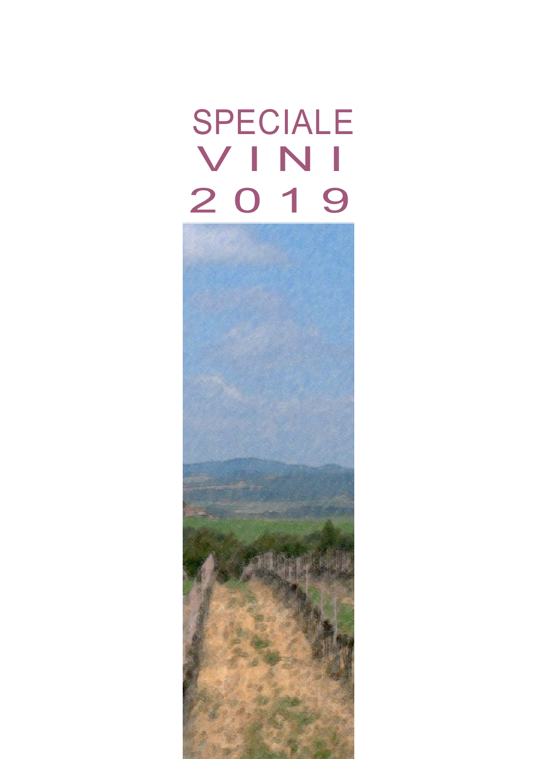# SPECIALE VINI 2019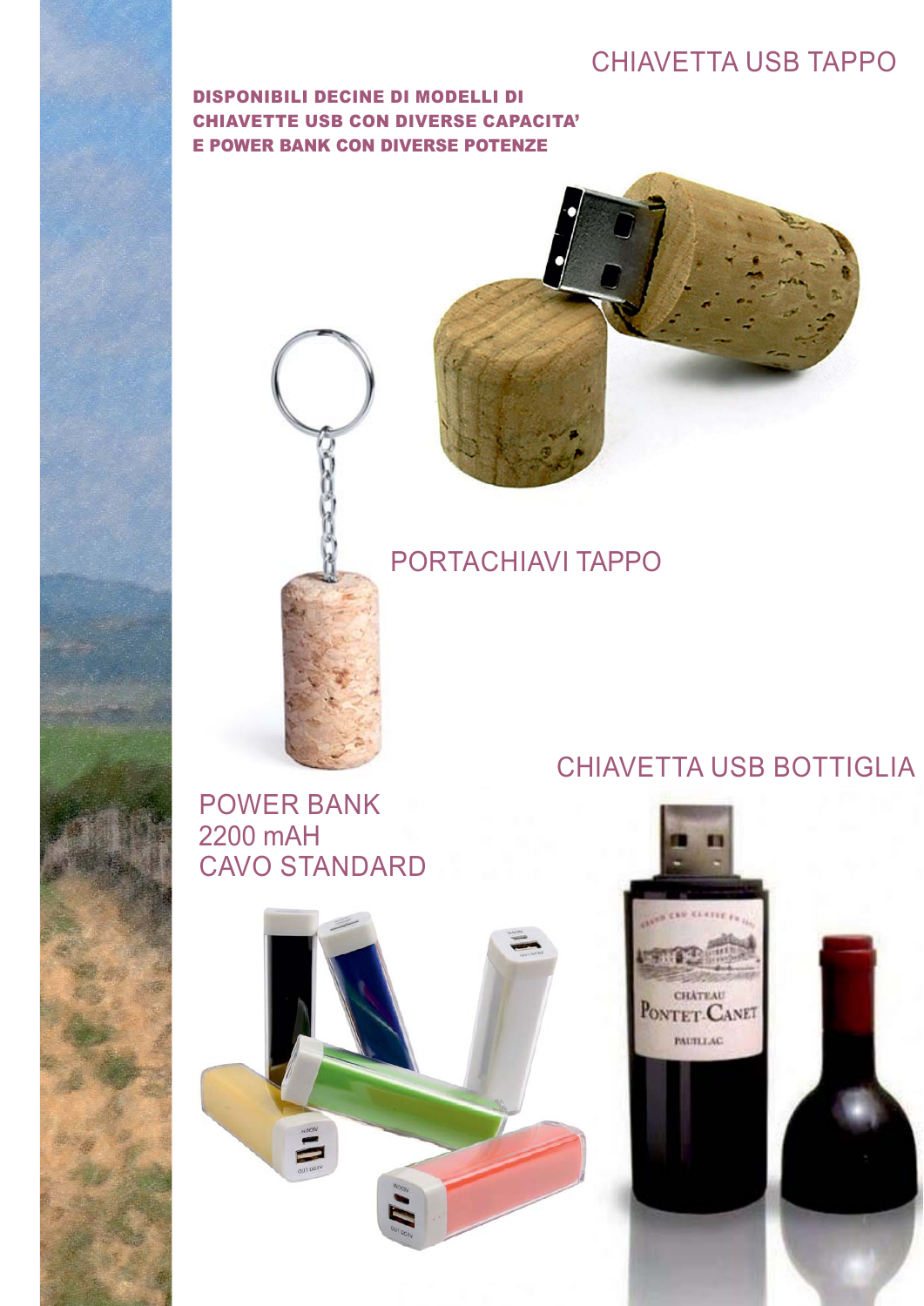## CHIAVETTA USB TAPPO

**DISPONIBILI DECINE DI MODELLI DI CHIAVETTE USB CON DIVERSE CAPACITA' E POWER BANK CON DIVERSE POTENZE**

## PORTACHIAVI TAPPO

## CHIAVETTA USB BOTTIGLIA

## POWER BANK 2200 mAH CAVO STANDARD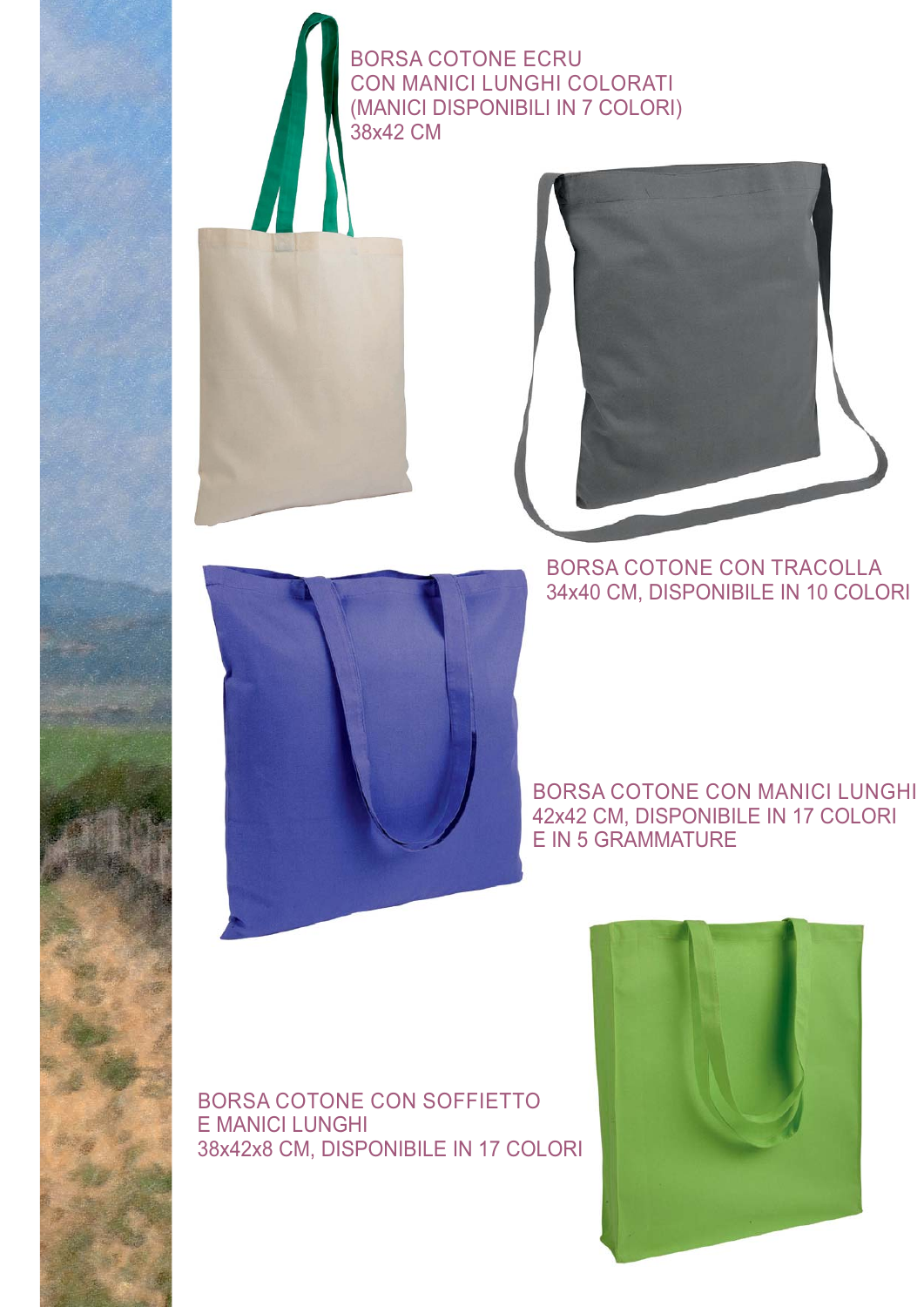BORSA COTONE ECRU
CON MANICI LUNGHI COLORATI
(MANICI DISPONIBILI IN 7 COLORI)
38x42 CM

BORSA COTONE CON TRACOLLA
34x40 CM, DISPONIBILE IN 10 COLORI

BORSA COTONE CON MANICI LUNGHI
42x42 CM, DISPONIBILE IN 17 COLORI
E IN 5 GRAMMATURE

BORSA COTONE CON SOFFIETTO
E MANICI LUNGHI
38x42x8 CM, DISPONIBILE IN 17 COLORI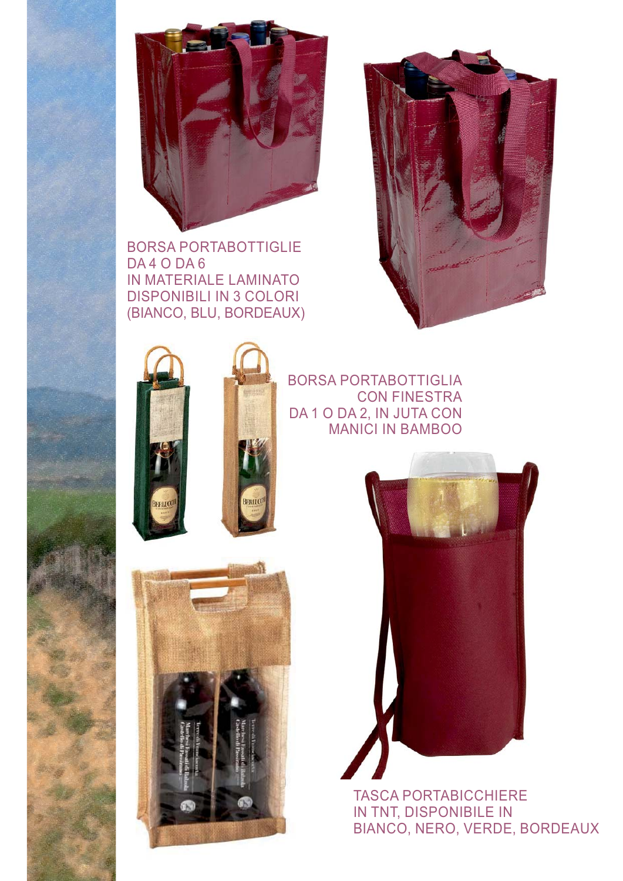BORSA PORTABOTTIGLIE
DA 4 O DA 6
IN MATERIALE LAMINATO
DISPONIBILI IN 3 COLORI
(BIANCO, BLU, BORDEAUX)

BORSA PORTABOTTIGLIA
CON FINESTRA
DA 1 O DA 2, IN JUTA CON
MANICI IN BAMBOO

TASCA PORTABICCHIERE
IN TNT, DISPONIBILE IN
BIANCO, NERO, VERDE, BORDEAUX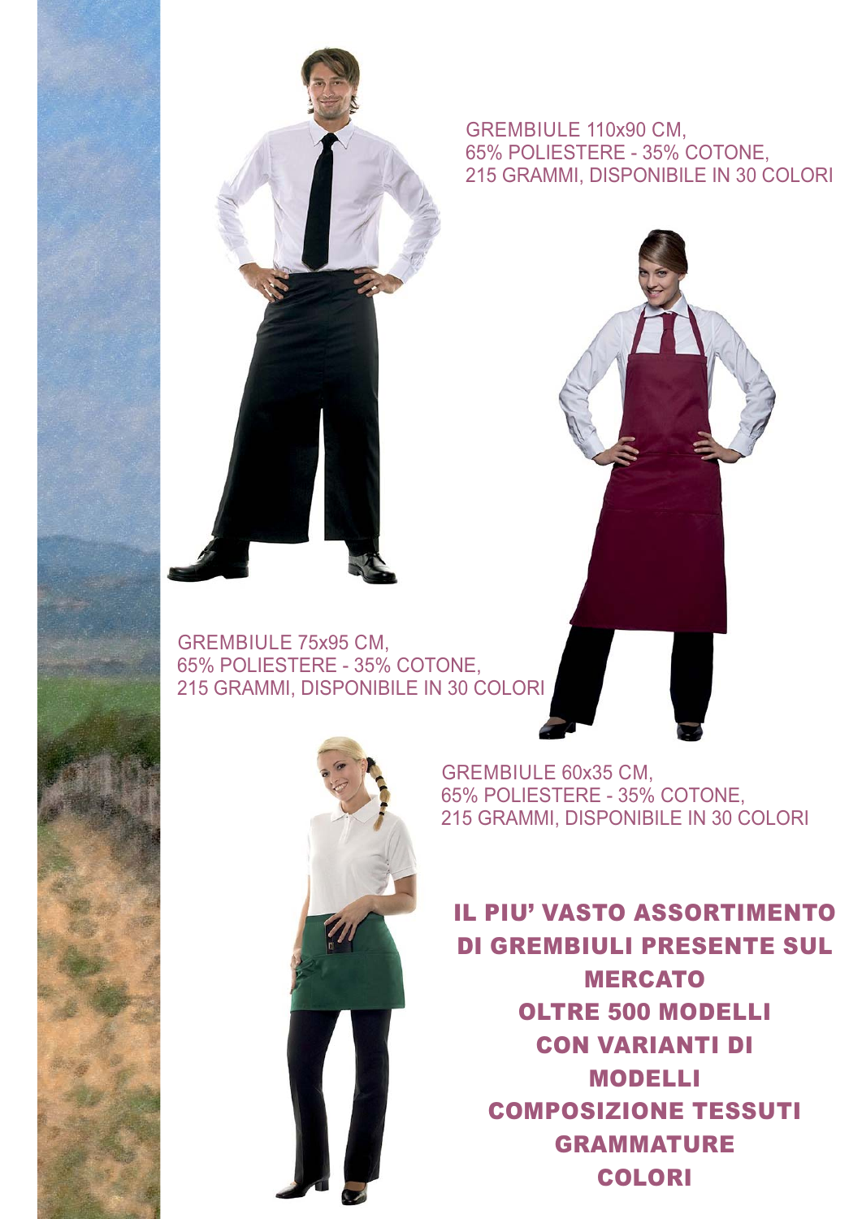GREMBIULE 110x90 CM,
65% POLIESTERE - 35% COTONE,
215 GRAMMI, DISPONIBILE IN 30 COLORI

GREMBIULE 75x95 CM,
65% POLIESTERE - 35% COTONE,
215 GRAMMI, DISPONIBILE IN 30 COLORI

GREMBIULE 60x35 CM,
65% POLIESTERE - 35% COTONE,
215 GRAMMI, DISPONIBILE IN 30 COLORI

**IL PIU' VASTO ASSORTIMENTO DI GREMBIULI PRESENTE SUL MERCATO**

**OLTRE 500 MODELLI**

**CON VARIANTI DI**

**MODELLI**

**COMPOSIZIONE TESSUTI**

**GRAMMATURE**

**COLORI**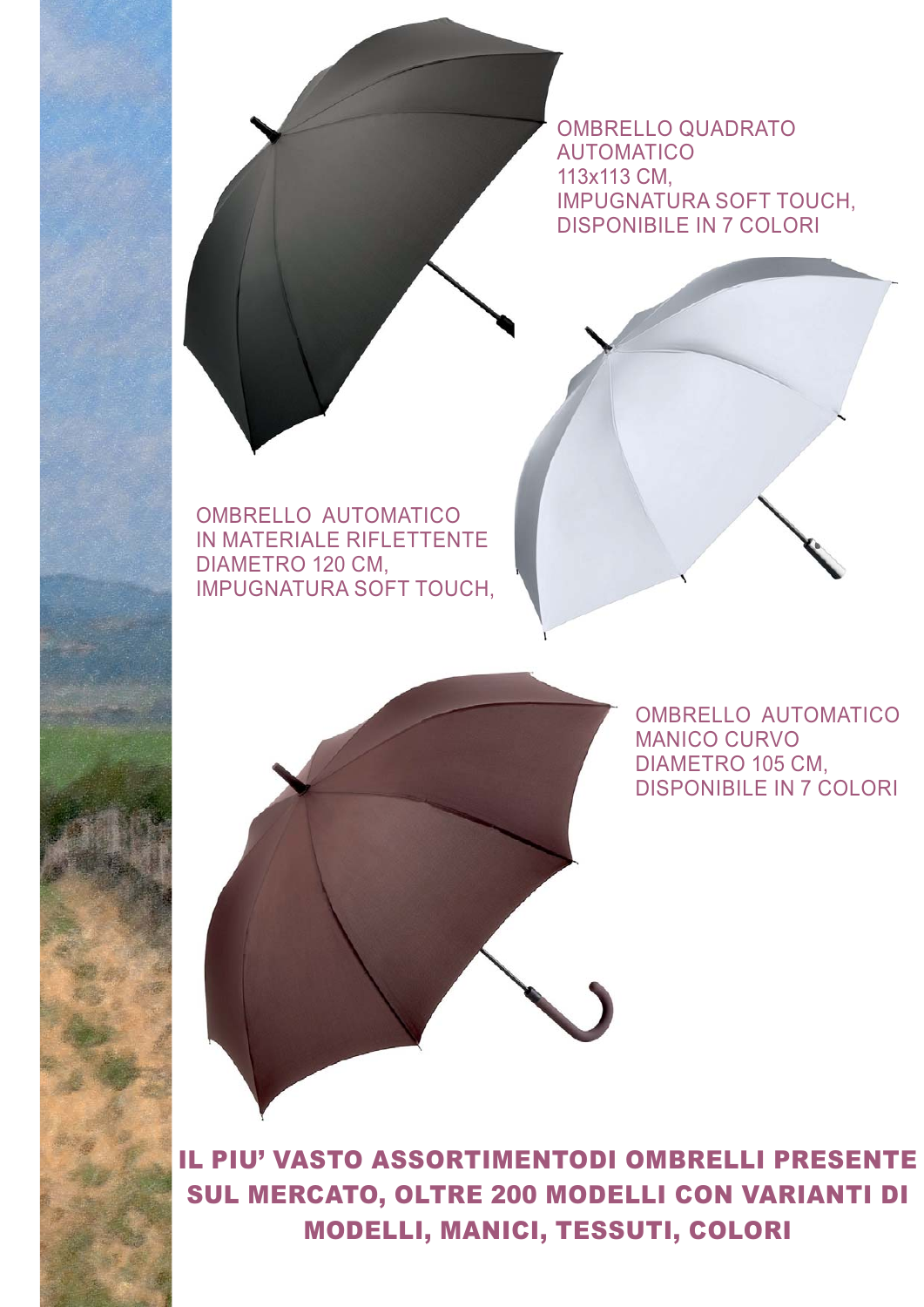OMBRELLO QUADRATO
AUTOMATICO
113x113 CM,
IMPUGNATURA SOFT TOUCH,
DISPONIBILE IN 7 COLORI

OMBRELLO AUTOMATICO
IN MATERIALE RIFLETTENTE
DIAMETRO 120 CM,
IMPUGNATURA SOFT TOUCH,

OMBRELLO AUTOMATICO
MANICO CURVO
DIAMETRO 105 CM,
DISPONIBILE IN 7 COLORI

**IL PIU' VASTO ASSORTIMENTODI OMBRELLI PRESENTE SUL MERCATO, OLTRE 200 MODELLI CON VARIANTI DI MODELLI, MANICI, TESSUTI, COLORI**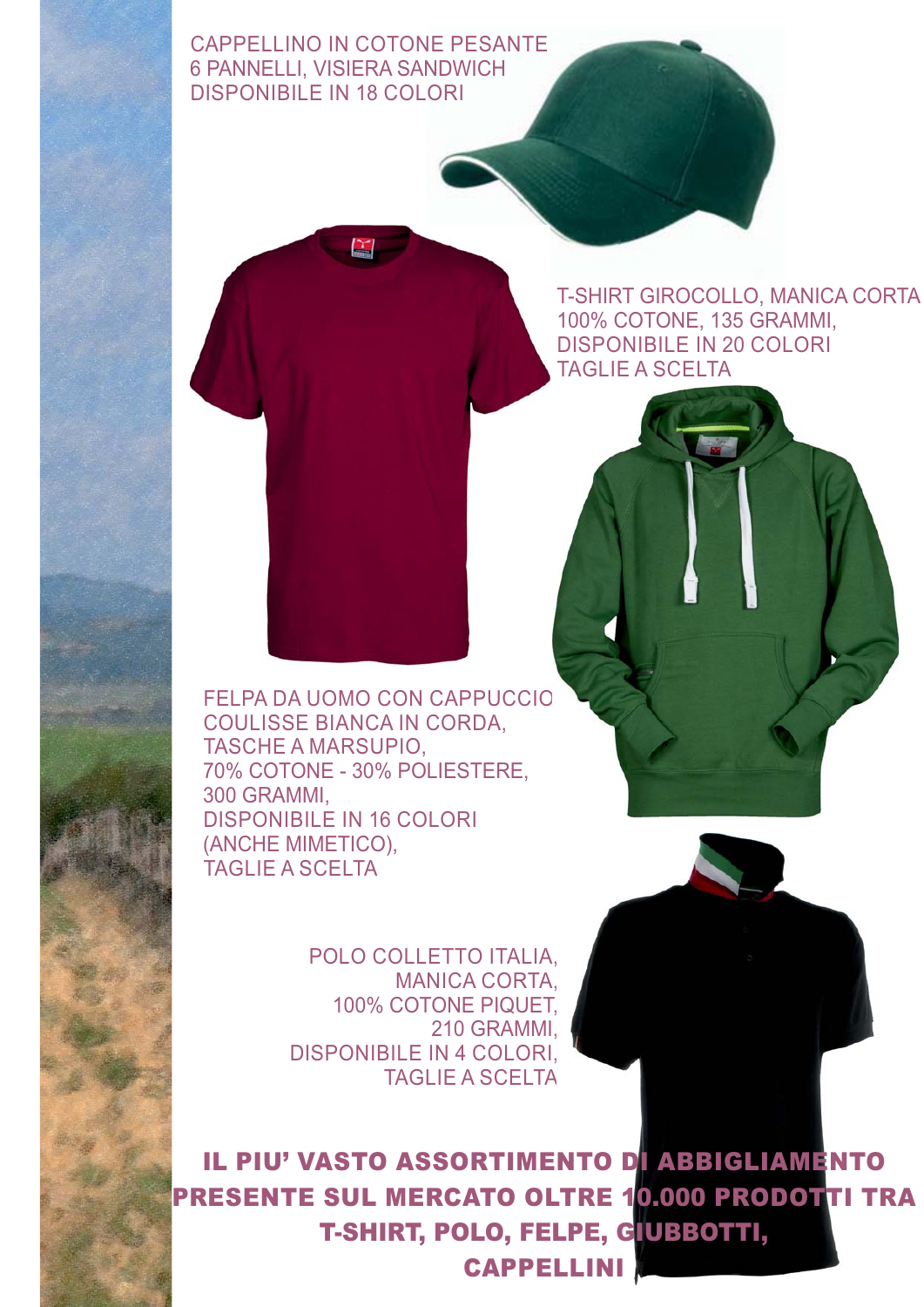CAPPELLINO IN COTONE PESANTE
6 PANNELLI, VISIERA SANDWICH
DISPONIBILE IN 18 COLORI

T-SHIRT GIROCOLLO, MANICA CORTA
100% COTONE, 135 GRAMMI,
DISPONIBILE IN 20 COLORI
TAGLIE A SCELTA

FELPA DA UOMO CON CAPPUCCIO
COULISSE BIANCA IN CORDA,
TASCHE A MARSUPIO,
70% COTONE - 30% POLIESTERE,
300 GRAMMI,
DISPONIBILE IN 16 COLORI
(ANCHE MIMETICO),
TAGLIE A SCELTA

POLO COLLETTO ITALIA,
MANICA CORTA,
100% COTONE PIQUET,
210 GRAMMI,
DISPONIBILE IN 4 COLORI,
TAGLIE A SCELTA

**IL PIU' VASTO ASSORTIMENTO DI ABBIGLIAMENTO PRESENTE SUL MERCATO OLTRE 10.000 PRODOTTI TRA T-SHIRT, POLO, FELPE, GIUBBOTTI, CAPPELLINI**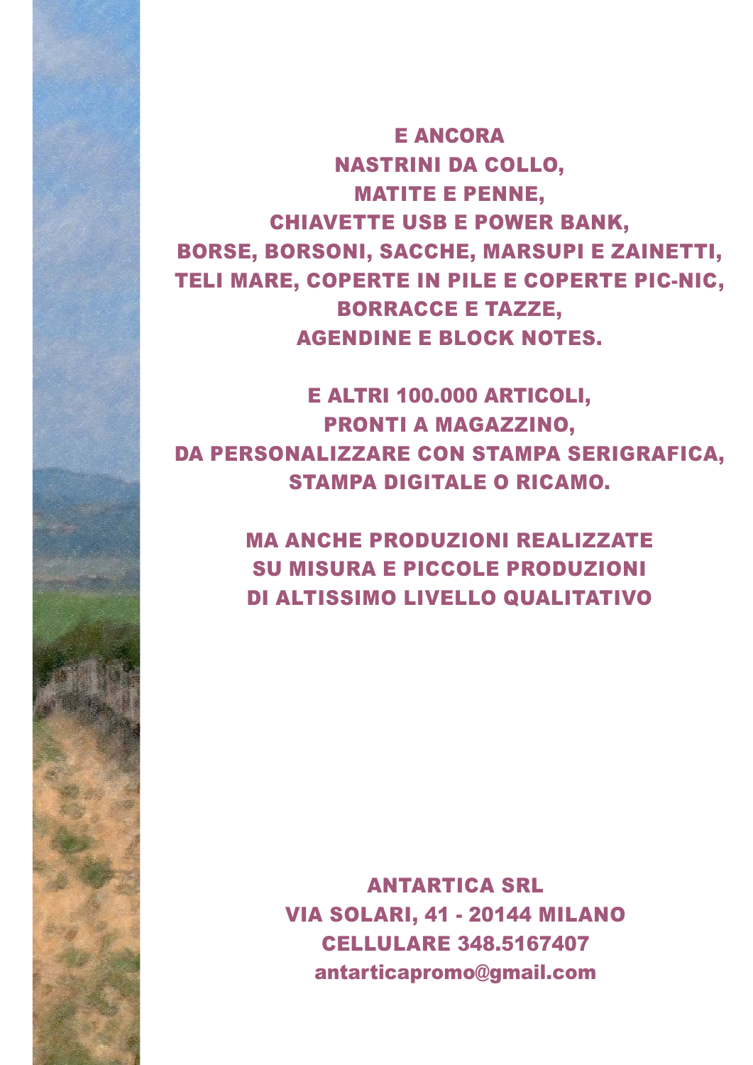E ANCORA
NASTRINI DA COLLO,
MATITE E PENNE,
CHIAVETTE USB E POWER BANK,
BORSE, BORSONI, SACCHE, MARSUPI E ZAINETTI,
TELI MARE, COPERTE IN PILE E COPERTE PIC-NIC,
BORRACCE E TAZZE,
AGENDINE E BLOCK NOTES.

E ALTRI 100.000 ARTICOLI,
PRONTI A MAGAZZINO,
DA PERSONALIZZARE CON STAMPA SERIGRAFICA,
STAMPA DIGITALE O RICAMO.

MA ANCHE PRODUZIONI REALIZZATE
SU MISURA E PICCOLE PRODUZIONI
DI ALTISSIMO LIVELLO QUALITATIVO

ANTARTICA SRL
VIA SOLARI, 41 - 20144 MILANO
CELLULARE 348.5167407
antarticapromo@gmail.com